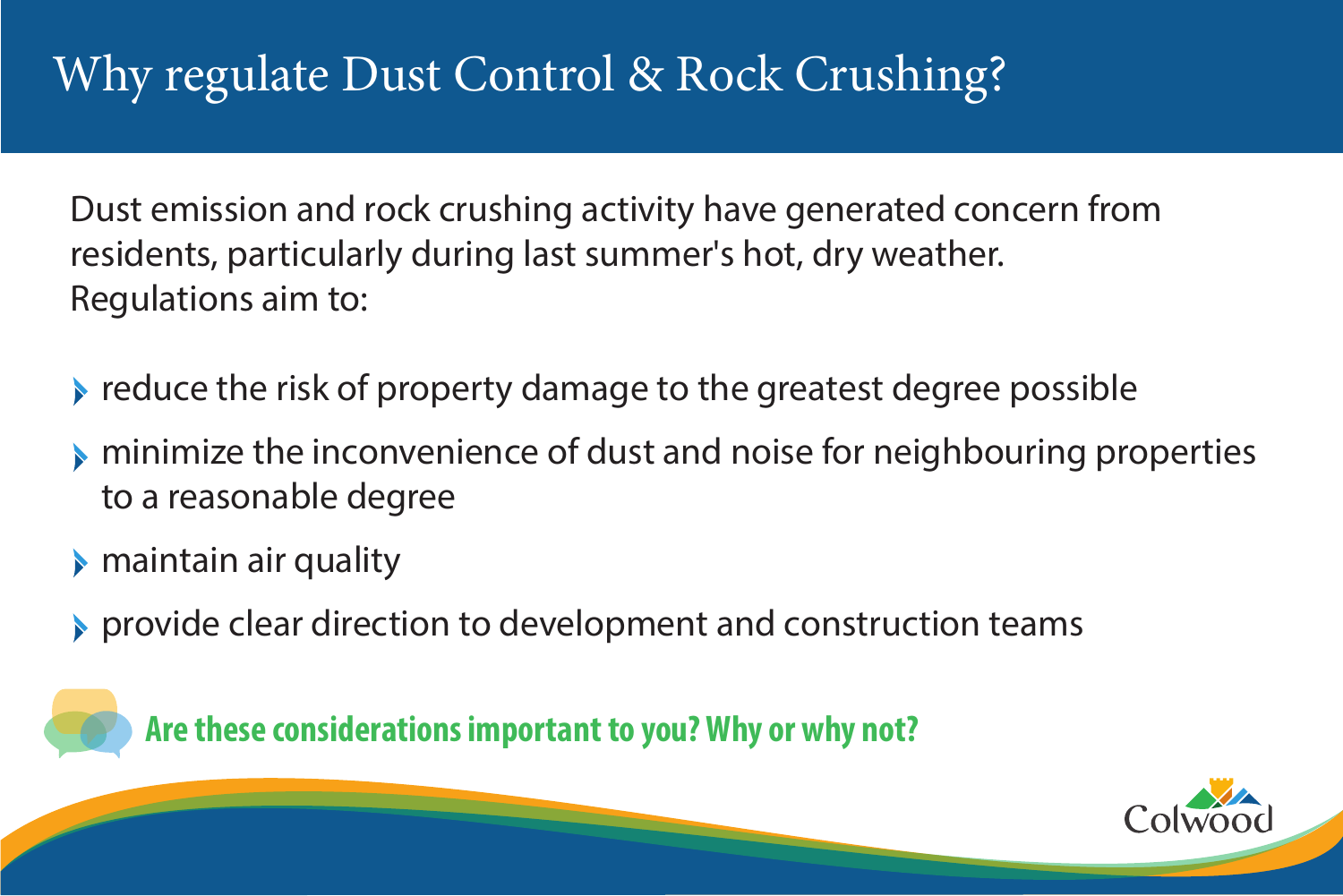# Why regulate Dust Control & Rock Crushing?

Dust emission and rock crushing activity have generated concern from residents, particularly during last summer's hot, dry weather. Regulations aim to:

- reduce the risk of property damage to the greatest degree possible
- minimize the inconvenience of dust and noise for neighbouring properties to a reasonable degree
- maintain air quality
- provide clear direction to development and construction teams

**Are these considerations important to you? Why or why not?**

Colwood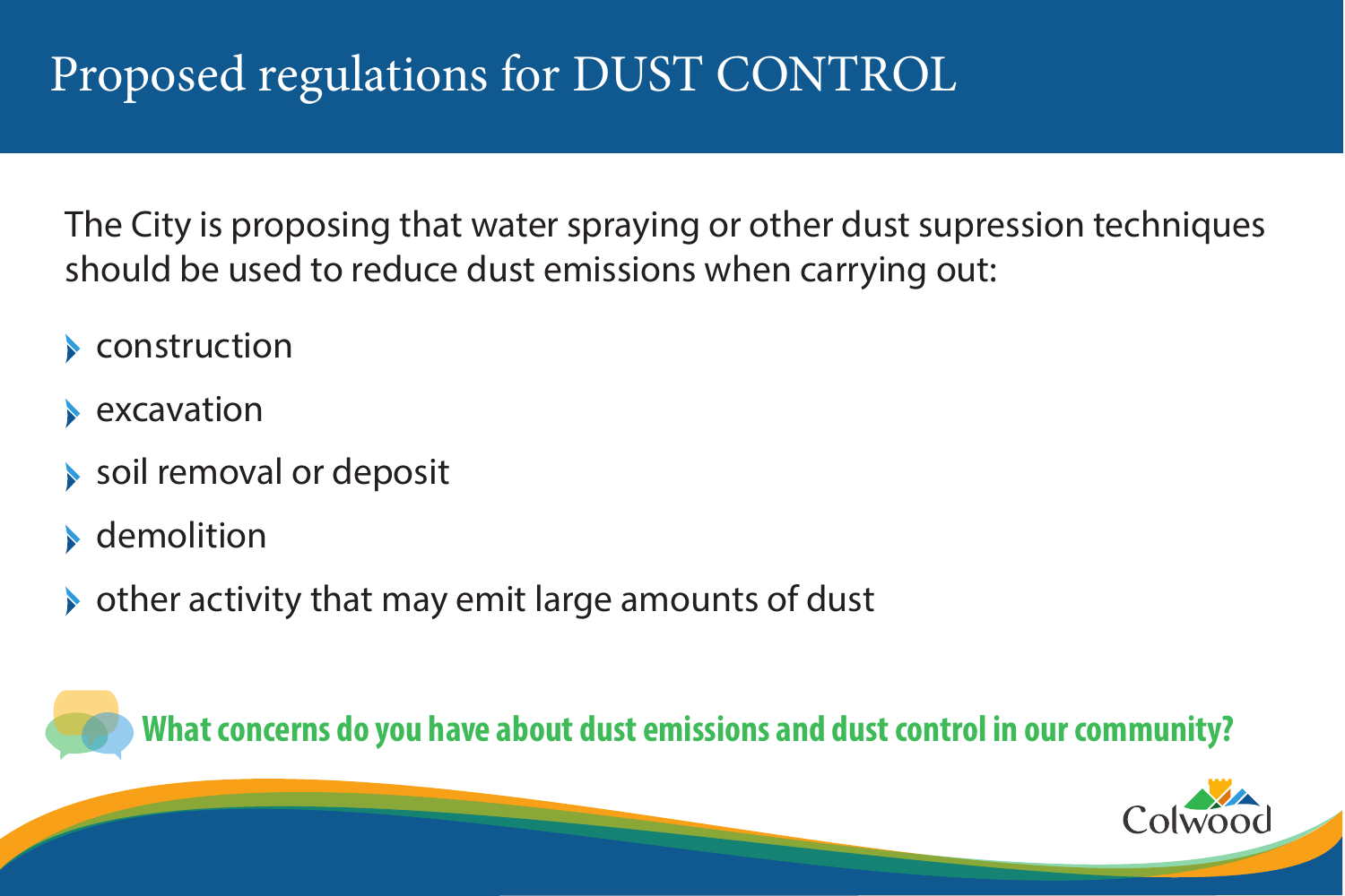# Proposed regulations for DUST CONTROL

The City is proposing that water spraying or other dust supression techniques should be used to reduce dust emissions when carrying out:

- construction
- excavation
- soil removal or deposit
- demolition
- other activity that may emit large amounts of dust

**What concerns do you have about dust emissions and dust control in our community?**

Colwood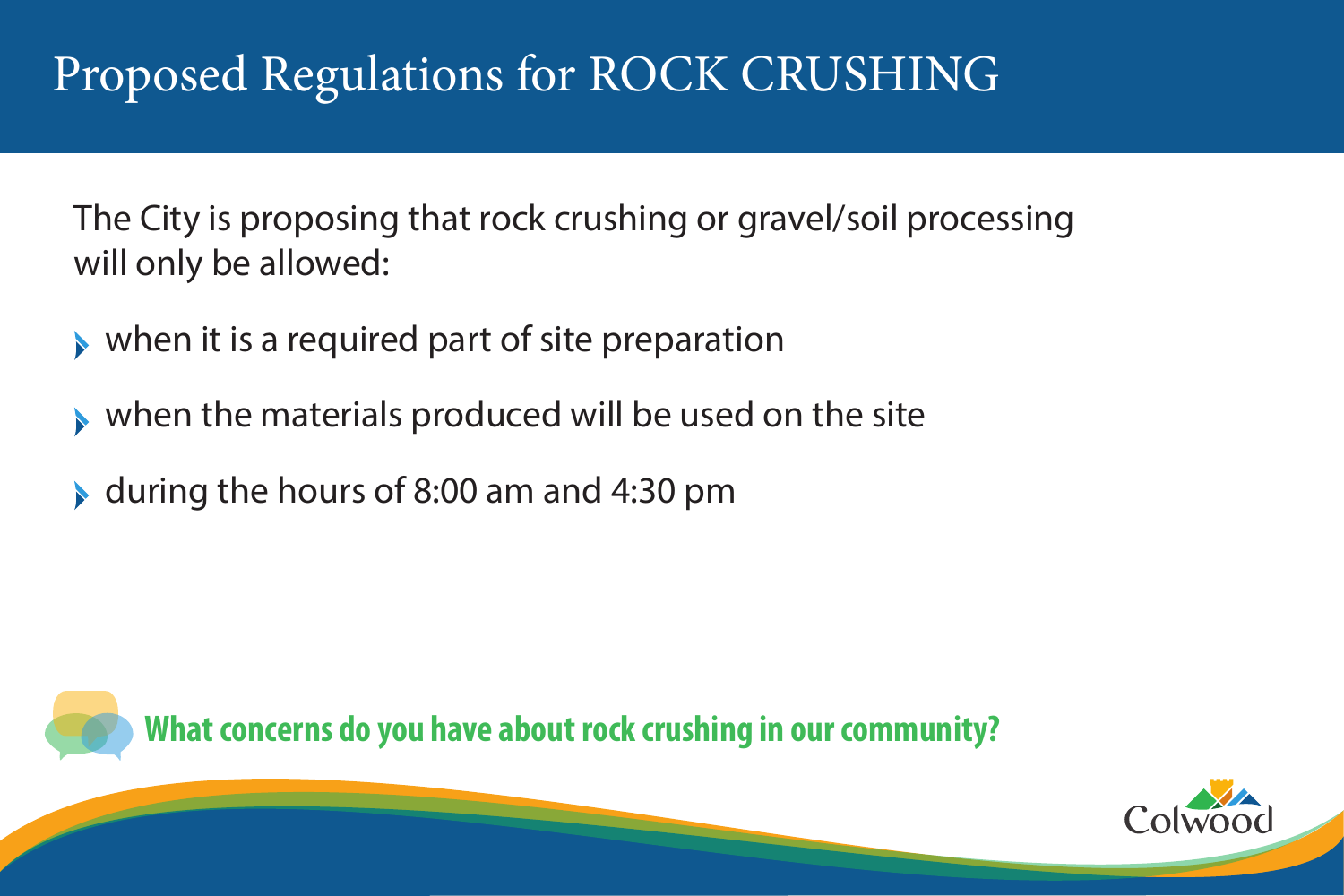# Proposed Regulations for ROCK CRUSHING

The City is proposing that rock crushing or gravel/soil processing will only be allowed:

- when it is a required part of site preparation
- when the materials produced will be used on the site
- during the hours of 8:00 am and 4:30 pm

**What concerns do you have about rock crushing in our community?**

Colwood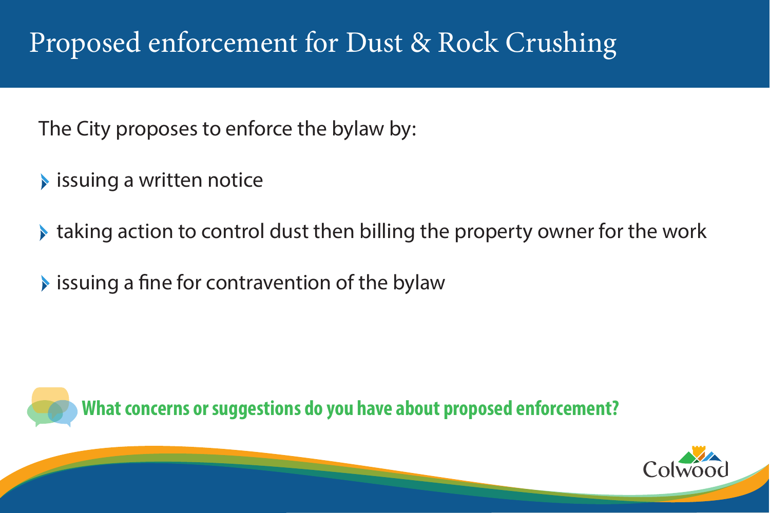# Proposed enforcement for Dust & Rock Crushing

The City proposes to enforce the bylaw by:

- issuing a written notice
- taking action to control dust then billing the property owner for the work
- issuing a fine for contravention of the bylaw

**What concerns or suggestions do you have about proposed enforcement?**

Colwood